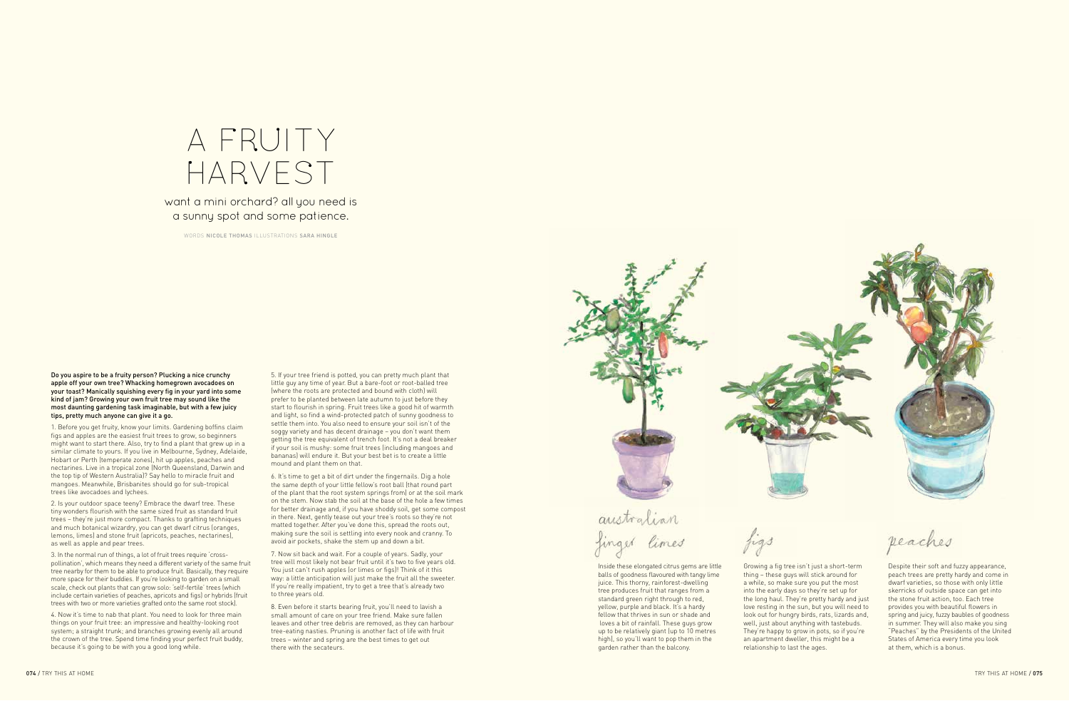# A FRUITY HARVEST

want a mini orchard? all you need is a sunny spot and some patience.

WORDS **NICOLE THOMAS** ILLUSTRATIONS **SARA HINGLE**

**Do you aspire to be a fruity person? Plucking a nice crunchy apple off your own tree? Whacking homegrown avocadoes on your toast? Manically squishing every fig in your yard into some kind of jam? Growing your own fruit tree may sound like the most daunting gardening task imaginable, but with a few juicy tips, pretty much anyone can give it a go.**

1. Before you get fruity, know your limits. Gardening boffins claim figs and apples are the easiest fruit trees to grow, so beginners might want to start there. Also, try to find a plant that grew up in a similar climate to yours. If you live in Melbourne, Sydney, Adelaide, Hobart or Perth (temperate zones), hit up apples, peaches and nectarines. Live in a tropical zone (North Queensland, Darwin and the top tip of Western Australia)? Say hello to miracle fruit and mangoes. Meanwhile, Brisbanites should go for sub-tropical trees like avocadoes and lychees.

2. Is your outdoor space teeny? Embrace the dwarf tree. These tiny wonders flourish with the same sized fruit as standard fruit trees – they're just more compact. Thanks to grafting techniques and much botanical wizardry, you can get dwarf citrus (oranges, lemons, limes) and stone fruit (apricots, peaches, nectarines), as well as apple and pear trees.

3. In the normal run of things, a lot of fruit trees require 'cross-pollination', which means they need a different variety of the same fruit tree nearby for them to be able to produce fruit. Basically, they require more space for their buddies. If you're looking to garden on a small scale, check out plants that can grow solo: 'self-fertile' trees (which include certain varieties of peaches, apricots and figs) or hybrids (fruit trees with two or more varieties grafted onto the same root stock).

4. Now it's time to nab that plant. You need to look for three main things on your fruit tree: an impressive and healthy-looking root system; a straight trunk; and branches growing evenly all around the crown of the tree. Spend time finding your perfect fruit buddy, because it's going to be with you a good long while.

5. If your tree friend is potted, you can pretty much plant that little guy any time of year. But a bare-foot or root-balled tree (where the roots are protected and bound with cloth) will prefer to be planted between late autumn to just before they start to flourish in spring. Fruit trees like a good hit of warmth and light, so find a wind-protected patch of sunny goodness to settle them into. You also need to ensure your soil isn't of the soggy variety and has decent drainage – you don't want them getting the tree equivalent of trench foot. It's not a deal breaker if your soil is mushy: some fruit trees (including mangoes and bananas) will endure it. But your best bet is to create a little mound and plant them on that.

6. It's time to get a bit of dirt under the fingernails. Dig a hole the same depth of your little fellow's root ball (that round part of the plant that the root system springs from) or at the soil mark on the stem. Now stab the soil at the base of the hole a few times for better drainage and, if you have shoddy soil, get some compost in there. Next, gently tease out your tree's roots so they're not matted together. After you've done this, spread the roots out, making sure the soil is settling into every nook and cranny. To avoid air pockets, shake the stem up and down a bit.

7. Now sit back and wait. For a couple of years. Sadly, your tree will most likely not bear fruit until it's two to five years old. You just can't rush apples (or limes or figs)! Think of it this way: a little anticipation will just make the fruit all the sweeter. If you're really impatient, try to get a tree that's already two to three years old.

8. Even before it starts bearing fruit, you'll need to lavish a small amount of care on your tree friend. Make sure fallen leaves and other tree debris are removed, as they can harbour tree-eating nasties. Pruning is another fact of life with fruit trees – winter and spring are the best times to get out there with the secateurs.

## australian finger limes

Inside these elongated citrus gems are little balls of goodness flavoured with tangy lime juice. This thorny, rainforest-dwelling tree produces fruit that ranges from a standard green right through to red, yellow, purple and black. It's a hardy fellow that thrives in sun or shade and loves a bit of rainfall. These guys grow up to be relatively giant (up to 10 metres high), so you'll want to pop them in the garden rather than the balcony.

## figs

Growing a fig tree isn't just a short-term thing – these guys will stick around for a while, so make sure you put the most into the early days so they're set up for the long haul. They're pretty hardy and just love resting in the sun, but you will need to look out for hungry birds, rats, lizards and, well, just about anything with tastebuds. They're happy to grow in pots, so if you're an apartment dweller, this might be a relationship to last the ages.

## peaches

Despite their soft and fuzzy appearance, peach trees are pretty hardy and come in dwarf varieties, so those with only little skerricks of outside space can get into the stone fruit action, too. Each tree provides you with beautiful flowers in spring and juicy, fuzzy baubles of goodness in summer. They will also make you sing "Peaches" by the Presidents of the United States of America every time you look at them, which is a bonus.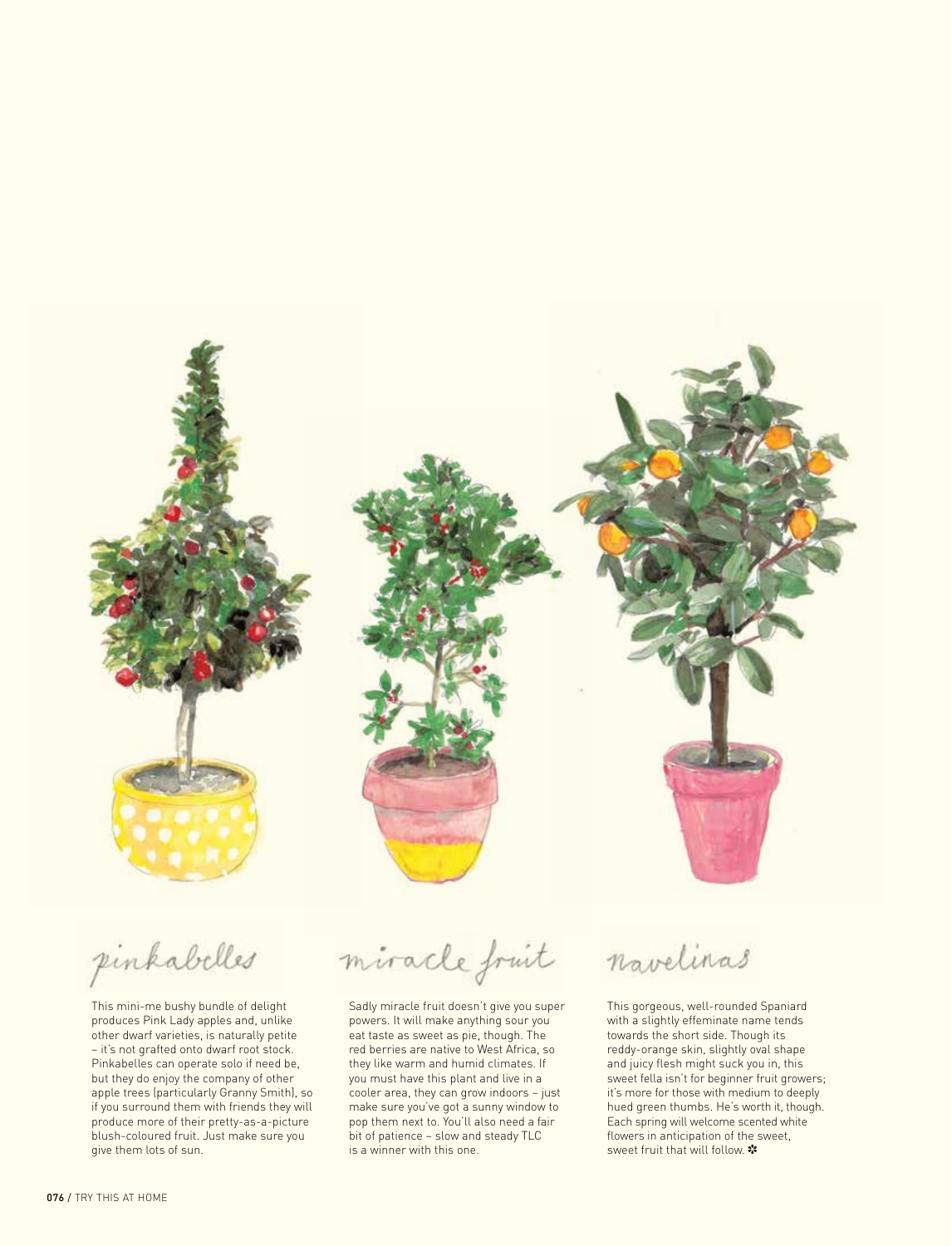## pinkabelles

This mini-me bushy bundle of delight produces Pink Lady apples and, unlike other dwarf varieties, is naturally petite – it's not grafted onto dwarf root stock. Pinkabelles can operate solo if need be, but they do enjoy the company of other apple trees (particularly Granny Smith), so if you surround them with friends they will produce more of their pretty-as-a-picture blush-coloured fruit. Just make sure you give them lots of sun.

## miracle fruit

Sadly miracle fruit doesn't give you super powers. It will make anything sour you eat taste as sweet as pie, though. The red berries are native to West Africa, so they like warm and humid climates. If you must have this plant and live in a cooler area, they can grow indoors – just make sure you've got a sunny window to pop them next to. You'll also need a fair bit of patience – slow and steady TLC is a winner with this one.

## navelinas

This gorgeous, well-rounded Spaniard with a slightly effeminate name tends towards the short side. Though its reddy-orange skin, slightly oval shape and juicy flesh might suck you in, this sweet fella isn't for beginner fruit growers; it's more for those with medium to deeply hued green thumbs. He's worth it, though. Each spring will welcome scented white flowers in anticipation of the sweet, sweet fruit that will follow. ✣